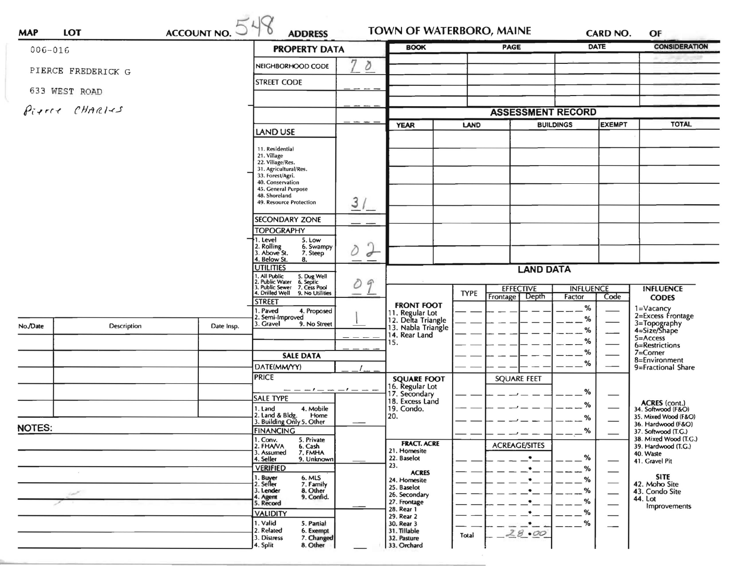**MAP** **LOT** **ACCOUNT NO.** 548 **ADDRESS** **TOWN OF WATERBORO, MAINE** **CARD NO.** **OF**

006-016

PIERCE FREDERICK G

633 WEST ROAD

Pierce CHARLES

## PROPERTY DATA

| Field | Value |
|---|---|
| NEIGHBORHOOD CODE | 70 |
| STREET CODE | |
| LAND USE (11. Residential, 21. Village, 22. Village/Res., 31. Agricultural/Res., 33. Forest/Agri., 40. Conservation, 45. General Purpose, 48. Shoreland, 49. Resource Protection) | 31 |
| SECONDARY ZONE | |
| TOPOGRAPHY (1. Level, 2. Rolling, 3. Above St., 4. Below St., 5. Low, 6. Swampy, 7. Steep, 8.) | 02 |
| UTILITIES (1. All Public, 2. Public Water, 3. Public Sewer, 4. Drilled Well, 5. Dug Well, 6. Septic, 7. Cess Pool, 9. No Utilities) | 09 |
| STREET (1. Paved, 2. Semi-Improved, 3. Gravel, 4. Proposed, 9. No Street) | 1 |

## SALE DATA

| Field | Value |
|---|---|
| DATE(MM/YY) | |
| PRICE | |
| SALE TYPE (1. Land, 2. Land & Bldg., 3. Building Only, 4. Mobile Home, 5. Other) | |
| FINANCING (1. Conv., 2. FHA/VA, 3. Assumed, 4. Seller, 5. Private, 6. Cash, 7. FMHA, 9. Unknown) | |
| VERIFIED (1. Buyer, 2. Seller, 3. Lender, 4. Agent, 5. Record, 6. MLS, 7. Family, 8. Other, 9. Confid.) | |
| VALIDITY (1. Valid, 2. Related, 3. Distress, 4. Split, 5. Partial, 6. Exempt, 7. Changed, 8. Other) | |

| BOOK | PAGE | DATE | CONSIDERATION |
|---|---|---|---|
| | | | |

## ASSESSMENT RECORD

| YEAR | LAND | BUILDINGS | EXEMPT | TOTAL |
|---|---|---|---|---|
| | | | | |

## LAND DATA

| | TYPE | EFFECTIVE Frontage | EFFECTIVE Depth | INFLUENCE Factor | INFLUENCE Code |
|---|---|---|---|---|---|
| FRONT FOOT: 11. Regular Lot, 12. Delta Triangle, 13. Nabla Triangle, 14. Rear Land, 15. | | | | % | |
| SQUARE FOOT: 16. Regular Lot, 17. Secondary, 18. Excess Land, 19. Condo., 20. | | SQUARE FEET | | % | |
| FRACT. ACRE: 21. Homesite, 22. Baselot, 23. ACRES: 24. Homesite, 25. Baselot, 26. Secondary, 27. Frontage, 28. Rear 1, 29. Rear 2, 30. Rear 3, 31. Tillable, 32. Pasture, 33. Orchard | | ACREAGE/SITES | | % | |
| | Total | 28.00 | | | |

**INFLUENCE CODES**
1=Vacancy
2=Excess Frontage
3=Topography
4=Size/Shape
5=Access
6=Restrictions
7=Corner
8=Environment
9=Fractional Share

**ACRES (cont.)**
34. Softwood (F&O)
35. Mixed Wood (F&O)
36. Hardwood (F&O)
37. Softwood (T.G.)
38. Mixed Wood (T.G.)
39. Hardwood (T.G.)
40. Waste
41. Gravel Pit

**SITE**
42. Moho Site
43. Condo Site
44. Lot Improvements

| No./Date | Description | Date Insp. |
|---|---|---|
| | | |

**NOTES:**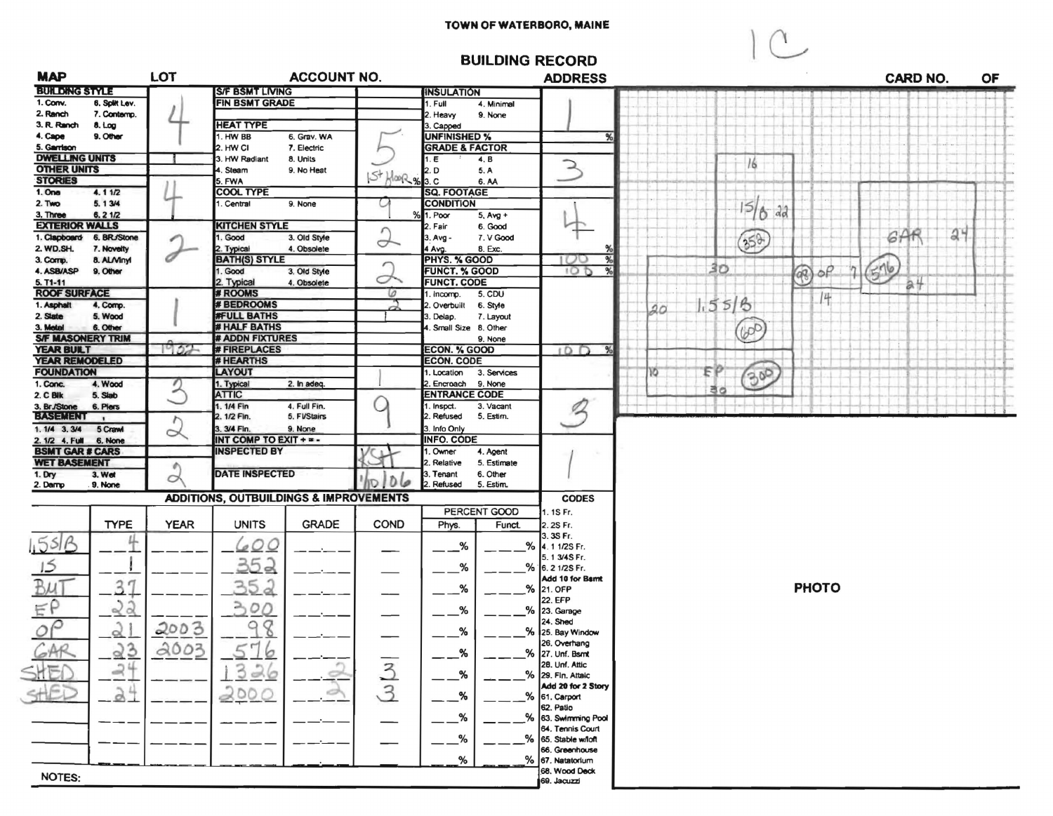**TOWN OF WATERBORO, MAINE**

1C

## BUILDING RECORD

| MAP | LOT | ACCOUNT NO. | ADDRESS | CARD NO. | OF |
|---|---|---|---|---|---|
| | | | | | |

| Field | Value | Field | Value | Field | Value |
|---|---|---|---|---|---|
| **BUILDING STYLE** 1. Conv. 2. Ranch 3. R. Ranch 4. Cape 5. Garrison 6. Split Lev. 7. Contemp. 8. Log 9. Other | 4 | **S/F BSMT LIVING** | | **INSULATION** 1. Full 2. Heavy 3. Capped 4. Minimal 9. None | 1 |
| | | **FIN BSMT GRADE** | | | |
| **DWELLING UNITS** | 1 | **HEAT TYPE** 1. HW BB 2. HW CI 3. HW Radiant 4. Steam 5. FWA 6. Grav. WA 7. Electric 8. Units 9. No Heat | 5 (1st floor) | **UNFINISHED %** | % |
| **OTHER UNITS** | | | | **GRADE & FACTOR** 1. E 2. D 3. C 4. B 5. A 6. AA | 3 % |
| **STORIES** 1. One 2. Two 3. Three 4. 1 1/2 5. 1 3/4 6. 2 1/2 | 4 | **COOL TYPE** 1. Central 9. None | 9 % | **SQ. FOOTAGE** | |
| **EXTERIOR WALLS** 1. Clapboard 2. WD.SH. 3. Comp. 4. ASB/ASP 5. T1-11 6. BR./Stone 7. Novelty 8. AL/Vinyl 9. Other | 2 | **KITCHEN STYLE** 1. Good 2. Typical 3. Old Style 4. Obsolete | 2 | **CONDITION** 1. Poor 2. Fair 3. Avg - 4 Avg. 5. Avg + 6. Good 7. V Good 8. Exc. | 4 % |
| | | **BATH(S) STYLE** 1. Good 2. Typical 3. Old Style 4. Obsolete | 2 | **PHYS. % GOOD** | 100 % |
| | | | | **FUNCT. % GOOD** | 100 % |
| **ROOF SURFACE** 1. Asphalt 2. Slate 3. Metal 4. Comp. 5. Wood 6. Other | 1 | **# ROOMS** | 6 | **FUNCT. CODE** 1. Incomp. 2. Overbuilt 3. Delap. 4. Small Size 5. CDU 6. Style 7. Layout 8. Other 9. None | |
| | | **# BEDROOMS** | 2 | | |
| | | **#FULL BATHS** | 1 | | |
| **S/F MASONERY TRIM** | | **# HALF BATHS** | | | |
| | | **# ADDN FIXTURES** | | | |
| **YEAR BUILT** | 1932 | **# FIREPLACES** | | **ECON. % GOOD** | 100 % |
| **YEAR REMODELED** | | **# HEARTHS** | | **ECON. CODE** 1. Location 2. Encroach 3. Services 9. None | |
| **FOUNDATION** 1. Conc. 2. C Blk 3. Br./Stone 4. Wood 5. Slab 6. Piers | 3 | **LAYOUT** 1. Typical 2. In adeq. | 1 | | |
| **BASEMENT** 1. 1/4 2. 1/2 3. 3/4 4. Full 5 Crawl 6. None | 2 | **ATTIC** 1. 1/4 Fin 2. 1/2 Fin. 3. 3/4 Fin. 4. Full Fin. 5. Fl/Stairs 9. None | 9 | **ENTRANCE CODE** 1. Inspct. 2. Refused 3. Info Only 3. Vacant 5. Estim. | 3 |
| | | **INT COMP TO EXIT + = -** | | | |
| **BSMT GAR # CARS** | | **INSPECTED BY** | KSH | **INFO. CODE** 1. Owner 2. Relative 3. Tenant 2. Refused 4. Agent 5. Estimate 6. Other 5. Estim. | 1 |
| **WET BASEMENT** 1. Dry 2. Damp 3. Wet 9. None | 2 | **DATE INSPECTED** | 1/10/06 | | |

Sketch: 1S (16 x 22) 352; 1.5S/B (30 x 20) 600; EP (30 x 10) 300; OP (14 x 7) 98; GAR (24 x 24) 576

### ADDITIONS, OUTBUILDINGS & IMPROVEMENTS

| | TYPE | YEAR | UNITS | GRADE | COND | PERCENT GOOD Phys. | Funct. |
|---|---|---|---|---|---|---|---|
| 1.5S/B | 4 | | 600 | | | % | % |
| 1S | 1 | | 352 | | | % | % |
| BMT | 37 | | 352 | | | % | % |
| EP | 22 | | 300 | | | % | % |
| OP | 21 | 2003 | 98 | | | % | % |
| GAR | 23 | 2003 | 576 | | | % | % |
| SHED | 24 | | 1326 | 2 | 3 | % | % |
| SHED | 24 | | 2000 | 2 | 3 | % | % |
| | | | | | | % | % |
| | | | | | | % | % |
| | | | | | | % | % |

**CODES**
1. 1S Fr.
2. 2S Fr.
3. 3S Fr.
4. 1 1/2S Fr.
5. 1 3/4S Fr.
6. 2 1/2S Fr.

Add 10 for Bsmt
21. OFP
22. EFP
23. Garage
24. Shed
25. Bay Window
26. Overhang
27. Unf. Bsmt
28. Unf. Attic
29. Fin. Attaic

Add 20 for 2 Story
61. Carport
62. Patio
63. Swimming Pool
64. Tennis Court
65. Stable w/loft
66. Greenhouse
67. Natatorium
68. Wood Deck
69. Jacuzzi

NOTES:

PHOTO